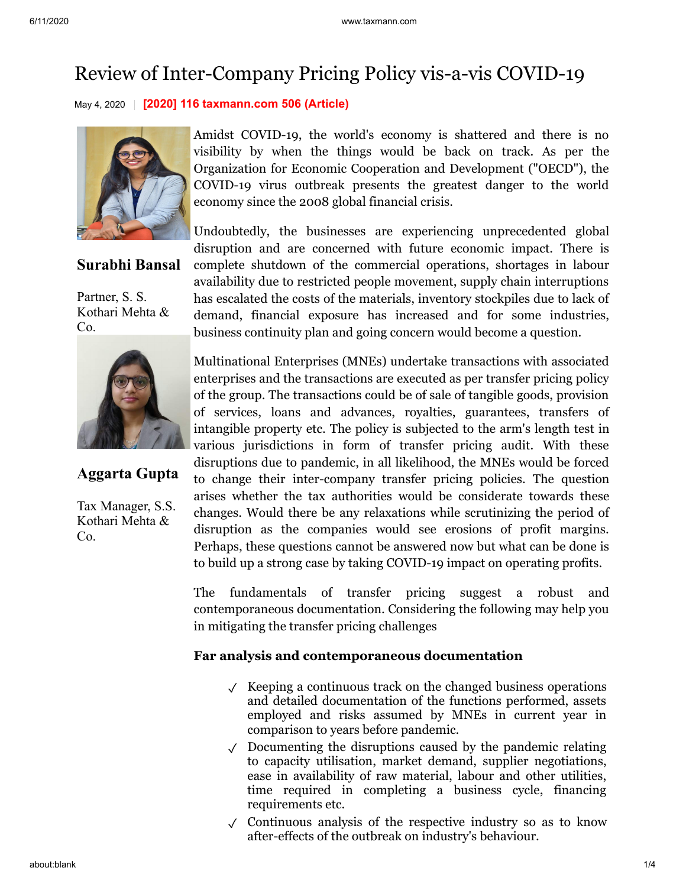# Review of Inter-Company Pricing Policy vis-a-vis COVID-19

May 4, 2020 | **[2020] 116 taxmann.com 506 (Article)**

**Surabhi Bansal**

Partner, S. S. Kothari Mehta & Co.

**Aggarta Gupta**

Tax Manager, S.S. Kothari Mehta & Co.

Amidst COVID-19, the world's economy is shattered and there is no visibility by when the things would be back on track. As per the Organization for Economic Cooperation and Development ("OECD"), the COVID-19 virus outbreak presents the greatest danger to the world economy since the 2008 global financial crisis.

Undoubtedly, the businesses are experiencing unprecedented global disruption and are concerned with future economic impact. There is complete shutdown of the commercial operations, shortages in labour availability due to restricted people movement, supply chain interruptions has escalated the costs of the materials, inventory stockpiles due to lack of demand, financial exposure has increased and for some industries, business continuity plan and going concern would become a question.

Multinational Enterprises (MNEs) undertake transactions with associated enterprises and the transactions are executed as per transfer pricing policy of the group. The transactions could be of sale of tangible goods, provision of services, loans and advances, royalties, guarantees, transfers of intangible property etc. The policy is subjected to the arm's length test in various jurisdictions in form of transfer pricing audit. With these disruptions due to pandemic, in all likelihood, the MNEs would be forced to change their inter-company transfer pricing policies. The question arises whether the tax authorities would be considerate towards these changes. Would there be any relaxations while scrutinizing the period of disruption as the companies would see erosions of profit margins. Perhaps, these questions cannot be answered now but what can be done is to build up a strong case by taking COVID-19 impact on operating profits.

The fundamentals of transfer pricing suggest a robust and contemporaneous documentation. Considering the following may help you in mitigating the transfer pricing challenges

**Far analysis and contemporaneous documentation**

- ✓ Keeping a continuous track on the changed business operations and detailed documentation of the functions performed, assets employed and risks assumed by MNEs in current year in comparison to years before pandemic.
- ✓ Documenting the disruptions caused by the pandemic relating to capacity utilisation, market demand, supplier negotiations, ease in availability of raw material, labour and other utilities, time required in completing a business cycle, financing requirements etc.
- ✓ Continuous analysis of the respective industry so as to know after-effects of the outbreak on industry's behaviour.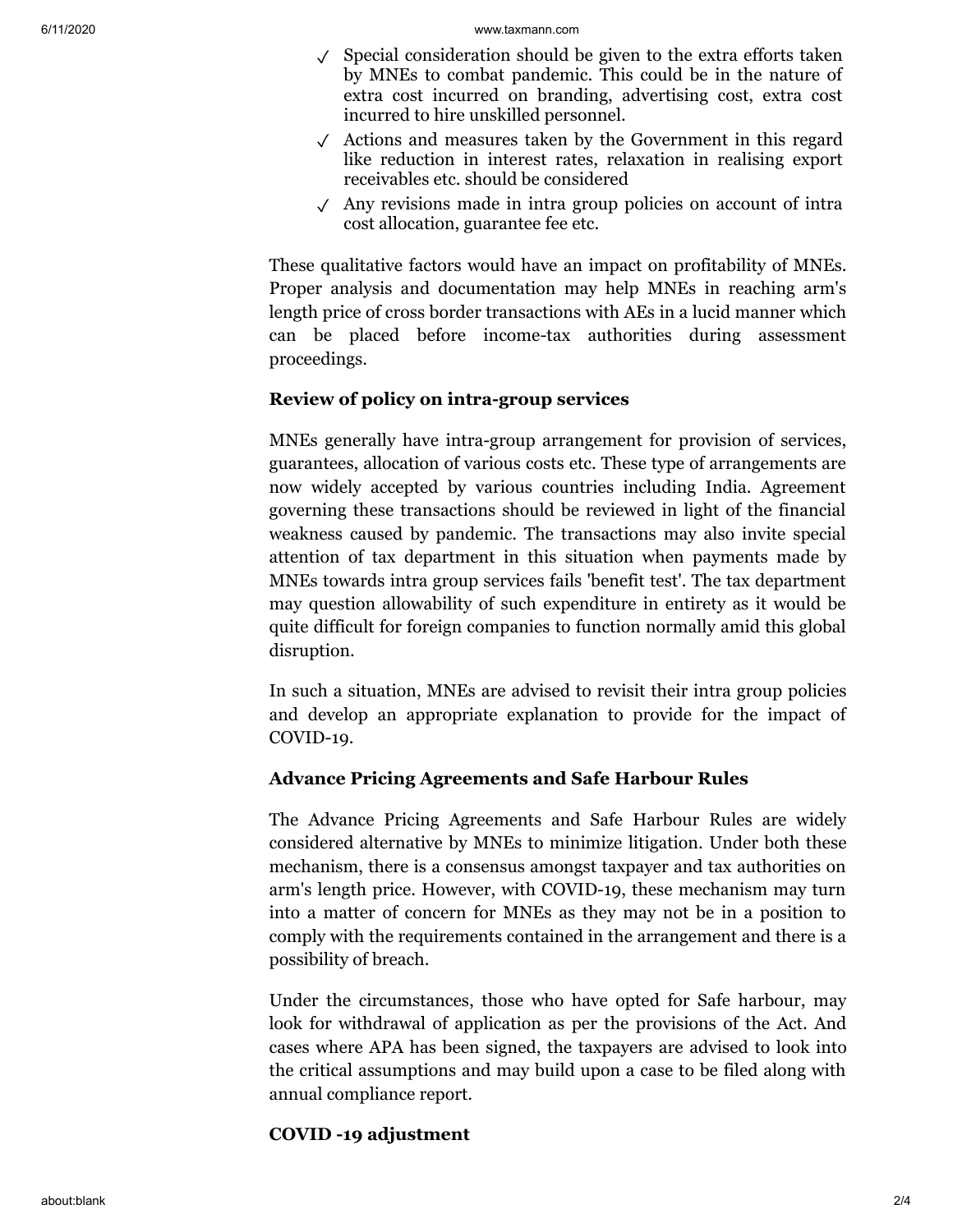- ✓ Special consideration should be given to the extra efforts taken by MNEs to combat pandemic. This could be in the nature of extra cost incurred on branding, advertising cost, extra cost incurred to hire unskilled personnel.
- ✓ Actions and measures taken by the Government in this regard like reduction in interest rates, relaxation in realising export receivables etc. should be considered
- ✓ Any revisions made in intra group policies on account of intra cost allocation, guarantee fee etc.

These qualitative factors would have an impact on profitability of MNEs. Proper analysis and documentation may help MNEs in reaching arm's length price of cross border transactions with AEs in a lucid manner which can be placed before income-tax authorities during assessment proceedings.

**Review of policy on intra-group services**

MNEs generally have intra-group arrangement for provision of services, guarantees, allocation of various costs etc. These type of arrangements are now widely accepted by various countries including India. Agreement governing these transactions should be reviewed in light of the financial weakness caused by pandemic. The transactions may also invite special attention of tax department in this situation when payments made by MNEs towards intra group services fails 'benefit test'. The tax department may question allowability of such expenditure in entirety as it would be quite difficult for foreign companies to function normally amid this global disruption.

In such a situation, MNEs are advised to revisit their intra group policies and develop an appropriate explanation to provide for the impact of COVID-19.

**Advance Pricing Agreements and Safe Harbour Rules**

The Advance Pricing Agreements and Safe Harbour Rules are widely considered alternative by MNEs to minimize litigation. Under both these mechanism, there is a consensus amongst taxpayer and tax authorities on arm's length price. However, with COVID-19, these mechanism may turn into a matter of concern for MNEs as they may not be in a position to comply with the requirements contained in the arrangement and there is a possibility of breach.

Under the circumstances, those who have opted for Safe harbour, may look for withdrawal of application as per the provisions of the Act. And cases where APA has been signed, the taxpayers are advised to look into the critical assumptions and may build upon a case to be filed along with annual compliance report.

**COVID -19 adjustment**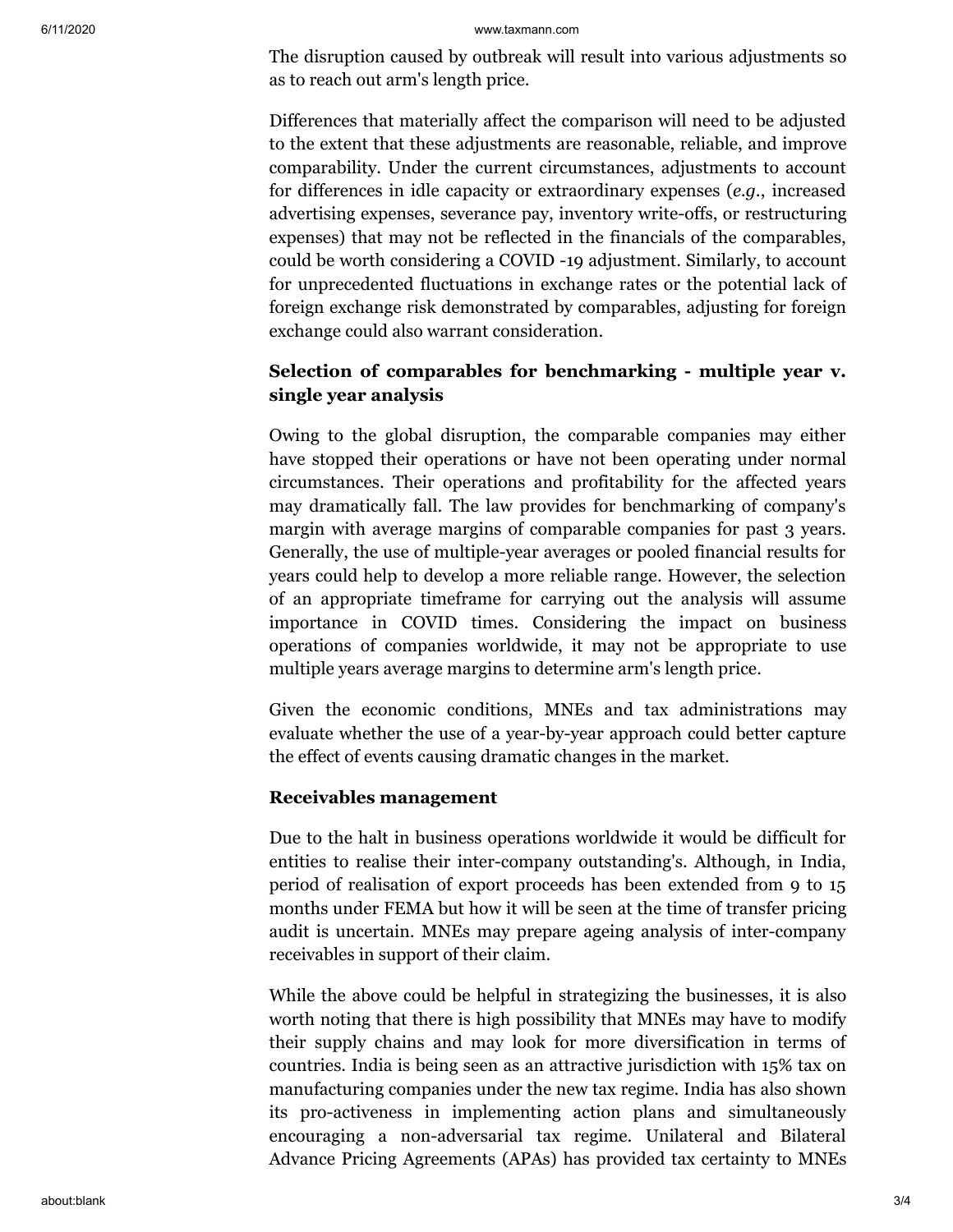The disruption caused by outbreak will result into various adjustments so as to reach out arm's length price.

Differences that materially affect the comparison will need to be adjusted to the extent that these adjustments are reasonable, reliable, and improve comparability. Under the current circumstances, adjustments to account for differences in idle capacity or extraordinary expenses (*e.g*., increased advertising expenses, severance pay, inventory write-offs, or restructuring expenses) that may not be reflected in the financials of the comparables, could be worth considering a COVID -19 adjustment. Similarly, to account for unprecedented fluctuations in exchange rates or the potential lack of foreign exchange risk demonstrated by comparables, adjusting for foreign exchange could also warrant consideration.

**Selection of comparables for benchmarking - multiple year v. single year analysis**

Owing to the global disruption, the comparable companies may either have stopped their operations or have not been operating under normal circumstances. Their operations and profitability for the affected years may dramatically fall. The law provides for benchmarking of company's margin with average margins of comparable companies for past 3 years. Generally, the use of multiple-year averages or pooled financial results for years could help to develop a more reliable range. However, the selection of an appropriate timeframe for carrying out the analysis will assume importance in COVID times. Considering the impact on business operations of companies worldwide, it may not be appropriate to use multiple years average margins to determine arm's length price.

Given the economic conditions, MNEs and tax administrations may evaluate whether the use of a year-by-year approach could better capture the effect of events causing dramatic changes in the market.

**Receivables management**

Due to the halt in business operations worldwide it would be difficult for entities to realise their inter-company outstanding's. Although, in India, period of realisation of export proceeds has been extended from 9 to 15 months under FEMA but how it will be seen at the time of transfer pricing audit is uncertain. MNEs may prepare ageing analysis of inter-company receivables in support of their claim.

While the above could be helpful in strategizing the businesses, it is also worth noting that there is high possibility that MNEs may have to modify their supply chains and may look for more diversification in terms of countries. India is being seen as an attractive jurisdiction with 15% tax on manufacturing companies under the new tax regime. India has also shown its pro-activeness in implementing action plans and simultaneously encouraging a non-adversarial tax regime. Unilateral and Bilateral Advance Pricing Agreements (APAs) has provided tax certainty to MNEs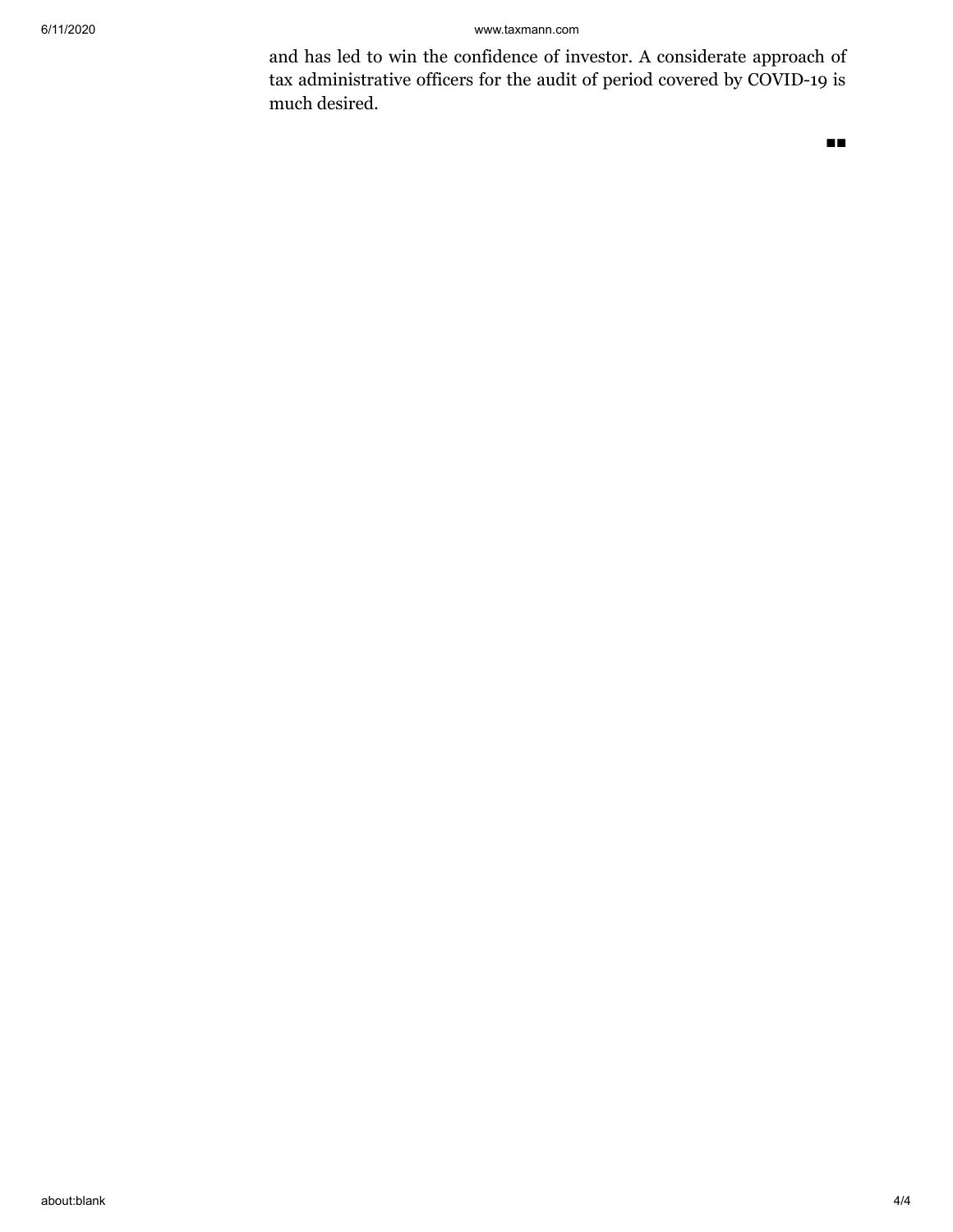and has led to win the confidence of investor. A considerate approach of tax administrative officers for the audit of period covered by COVID-19 is much desired.

■■